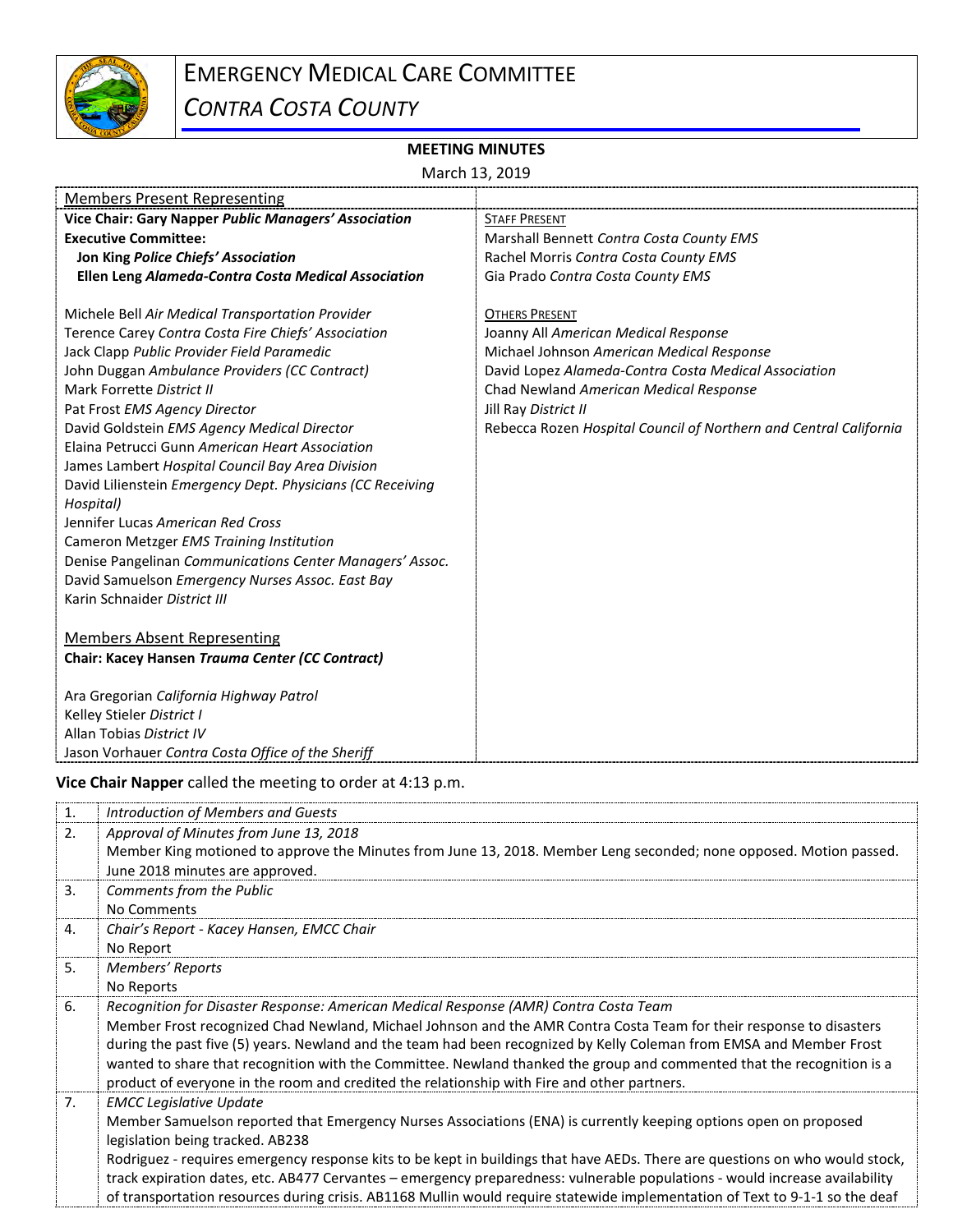# Emergency Medical Care Committee

## *Contra Costa County*

**MEETING MINUTES**

March 13, 2019

| Members Present Representing | |
|---|---|
| **Vice Chair: Gary Napper** ***Public Managers' Association*** | STAFF PRESENT |
| **Executive Committee:** | Marshall Bennett *Contra Costa County EMS* |
| **Jon King** ***Police Chiefs' Association*** | Rachel Morris *Contra Costa County EMS* |
| **Ellen Leng** ***Alameda-Contra Costa Medical Association*** | Gia Prado *Contra Costa County EMS* |
| | |
| Michele Bell *Air Medical Transportation Provider* | OTHERS PRESENT |
| Terence Carey *Contra Costa Fire Chiefs' Association* | Joanny All *American Medical Response* |
| Jack Clapp *Public Provider Field Paramedic* | Michael Johnson *American Medical Response* |
| John Duggan *Ambulance Providers (CC Contract)* | David Lopez *Alameda-Contra Costa Medical Association* |
| Mark Forrette *District II* | Chad Newland *American Medical Response* |
| Pat Frost *EMS Agency Director* | Jill Ray *District II* |
| David Goldstein *EMS Agency Medical Director* | Rebecca Rozen *Hospital Council of Northern and Central California* |
| Elaina Petrucci Gunn *American Heart Association* | |
| James Lambert *Hospital Council Bay Area Division* | |
| David Lilienstein *Emergency Dept. Physicians (CC Receiving Hospital)* | |
| Jennifer Lucas *American Red Cross* | |
| Cameron Metzger *EMS Training Institution* | |
| Denise Pangelinan *Communications Center Managers' Assoc.* | |
| David Samuelson *Emergency Nurses Assoc. East Bay* | |
| Karin Schnaider *District III* | |
| | |
| Members Absent Representing | |
| **Chair: Kacey Hansen** ***Trauma Center (CC Contract)*** | |
| | |
| Ara Gregorian *California Highway Patrol* | |
| Kelley Stieler *District I* | |
| Allan Tobias *District IV* | |
| Jason Vorhauer *Contra Costa Office of the Sheriff* | |

**Vice Chair Napper** called the meeting to order at 4:13 p.m.

| | |
|---|---|
| 1. | *Introduction of Members and Guests* |
| 2. | *Approval of Minutes from June 13, 2018*<br>Member King motioned to approve the Minutes from June 13, 2018. Member Leng seconded; none opposed. Motion passed. June 2018 minutes are approved. |
| 3. | *Comments from the Public*<br>No Comments |
| 4. | *Chair's Report - Kacey Hansen, EMCC Chair*<br>No Report |
| 5. | *Members' Reports*<br>No Reports |
| 6. | *Recognition for Disaster Response: American Medical Response (AMR) Contra Costa Team*<br>Member Frost recognized Chad Newland, Michael Johnson and the AMR Contra Costa Team for their response to disasters during the past five (5) years. Newland and the team had been recognized by Kelly Coleman from EMSA and Member Frost wanted to share that recognition with the Committee. Newland thanked the group and commented that the recognition is a product of everyone in the room and credited the relationship with Fire and other partners. |
| 7. | *EMCC Legislative Update*<br>Member Samuelson reported that Emergency Nurses Associations (ENA) is currently keeping options open on proposed legislation being tracked. AB238<br>Rodriguez - requires emergency response kits to be kept in buildings that have AEDs. There are questions on who would stock, track expiration dates, etc. AB477 Cervantes – emergency preparedness: vulnerable populations - would increase availability of transportation resources during crisis. AB1168 Mullin would require statewide implementation of Text to 9-1-1 so the deaf |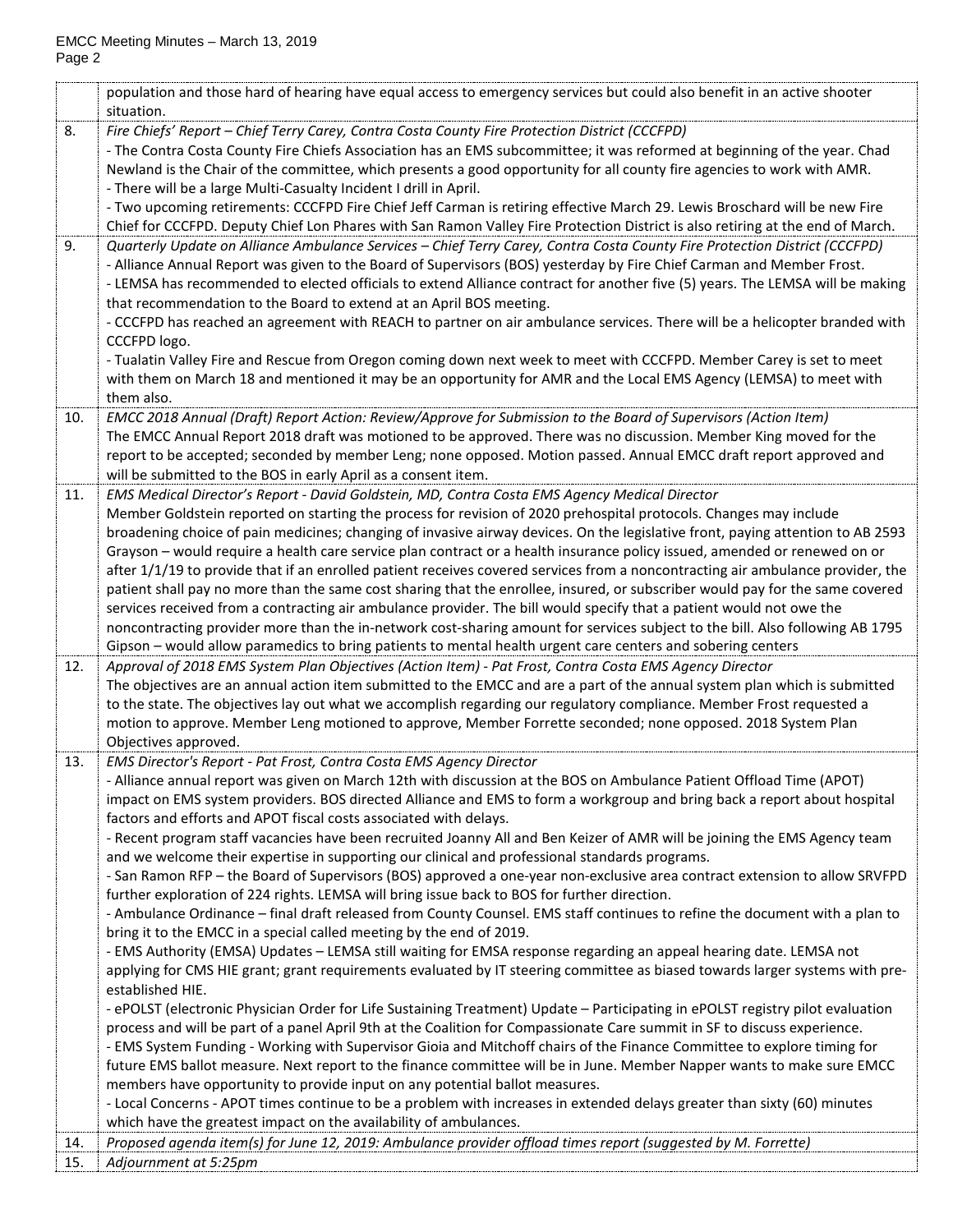| | |
|---|---|
| | population and those hard of hearing have equal access to emergency services but could also benefit in an active shooter situation. |
| 8. | *Fire Chiefs' Report – Chief Terry Carey, Contra Costa County Fire Protection District (CCCFPD)*<br>- The Contra Costa County Fire Chiefs Association has an EMS subcommittee; it was reformed at beginning of the year. Chad Newland is the Chair of the committee, which presents a good opportunity for all county fire agencies to work with AMR.<br>- There will be a large Multi-Casualty Incident I drill in April.<br>- Two upcoming retirements: CCCFPD Fire Chief Jeff Carman is retiring effective March 29. Lewis Broschard will be new Fire Chief for CCCFPD. Deputy Chief Lon Phares with San Ramon Valley Fire Protection District is also retiring at the end of March. |
| 9. | *Quarterly Update on Alliance Ambulance Services – Chief Terry Carey, Contra Costa County Fire Protection District (CCCFPD)*<br>- Alliance Annual Report was given to the Board of Supervisors (BOS) yesterday by Fire Chief Carman and Member Frost.<br>- LEMSA has recommended to elected officials to extend Alliance contract for another five (5) years. The LEMSA will be making that recommendation to the Board to extend at an April BOS meeting.<br>- CCCFPD has reached an agreement with REACH to partner on air ambulance services. There will be a helicopter branded with CCCFPD logo.<br>- Tualatin Valley Fire and Rescue from Oregon coming down next week to meet with CCCFPD. Member Carey is set to meet with them on March 18 and mentioned it may be an opportunity for AMR and the Local EMS Agency (LEMSA) to meet with them also. |
| 10. | *EMCC 2018 Annual (Draft) Report Action: Review/Approve for Submission to the Board of Supervisors (Action Item)*<br>The EMCC Annual Report 2018 draft was motioned to be approved. There was no discussion. Member King moved for the report to be accepted; seconded by member Leng; none opposed. Motion passed. Annual EMCC draft report approved and will be submitted to the BOS in early April as a consent item. |
| 11. | *EMS Medical Director's Report - David Goldstein, MD, Contra Costa EMS Agency Medical Director*<br>Member Goldstein reported on starting the process for revision of 2020 prehospital protocols. Changes may include broadening choice of pain medicines; changing of invasive airway devices. On the legislative front, paying attention to AB 2593 Grayson – would require a health care service plan contract or a health insurance policy issued, amended or renewed on or after 1/1/19 to provide that if an enrolled patient receives covered services from a noncontracting air ambulance provider, the patient shall pay no more than the same cost sharing that the enrollee, insured, or subscriber would pay for the same covered services received from a contracting air ambulance provider. The bill would specify that a patient would not owe the noncontracting provider more than the in-network cost-sharing amount for services subject to the bill. Also following AB 1795 Gipson – would allow paramedics to bring patients to mental health urgent care centers and sobering centers |
| 12. | *Approval of 2018 EMS System Plan Objectives (Action Item) - Pat Frost, Contra Costa EMS Agency Director*<br>The objectives are an annual action item submitted to the EMCC and are a part of the annual system plan which is submitted to the state. The objectives lay out what we accomplish regarding our regulatory compliance. Member Frost requested a motion to approve. Member Leng motioned to approve, Member Forrette seconded; none opposed. 2018 System Plan Objectives approved. |
| 13. | *EMS Director's Report - Pat Frost, Contra Costa EMS Agency Director*<br>- Alliance annual report was given on March 12th with discussion at the BOS on Ambulance Patient Offload Time (APOT) impact on EMS system providers. BOS directed Alliance and EMS to form a workgroup and bring back a report about hospital factors and efforts and APOT fiscal costs associated with delays.<br>- Recent program staff vacancies have been recruited Joanny All and Ben Keizer of AMR will be joining the EMS Agency team and we welcome their expertise in supporting our clinical and professional standards programs.<br>- San Ramon RFP – the Board of Supervisors (BOS) approved a one-year non-exclusive area contract extension to allow SRVFPD further exploration of 224 rights. LEMSA will bring issue back to BOS for further direction.<br>- Ambulance Ordinance – final draft released from County Counsel. EMS staff continues to refine the document with a plan to bring it to the EMCC in a special called meeting by the end of 2019.<br>- EMS Authority (EMSA) Updates – LEMSA still waiting for EMSA response regarding an appeal hearing date. LEMSA not applying for CMS HIE grant; grant requirements evaluated by IT steering committee as biased towards larger systems with pre-established HIE.<br>- ePOLST (electronic Physician Order for Life Sustaining Treatment) Update – Participating in ePOLST registry pilot evaluation process and will be part of a panel April 9th at the Coalition for Compassionate Care summit in SF to discuss experience.<br>- EMS System Funding - Working with Supervisor Gioia and Mitchoff chairs of the Finance Committee to explore timing for future EMS ballot measure. Next report to the finance committee will be in June. Member Napper wants to make sure EMCC members have opportunity to provide input on any potential ballot measures.<br>- Local Concerns - APOT times continue to be a problem with increases in extended delays greater than sixty (60) minutes which have the greatest impact on the availability of ambulances. |
| 14. | *Proposed agenda item(s) for June 12, 2019: Ambulance provider offload times report (suggested by M. Forrette)* |
| 15. | *Adjournment at 5:25pm* |